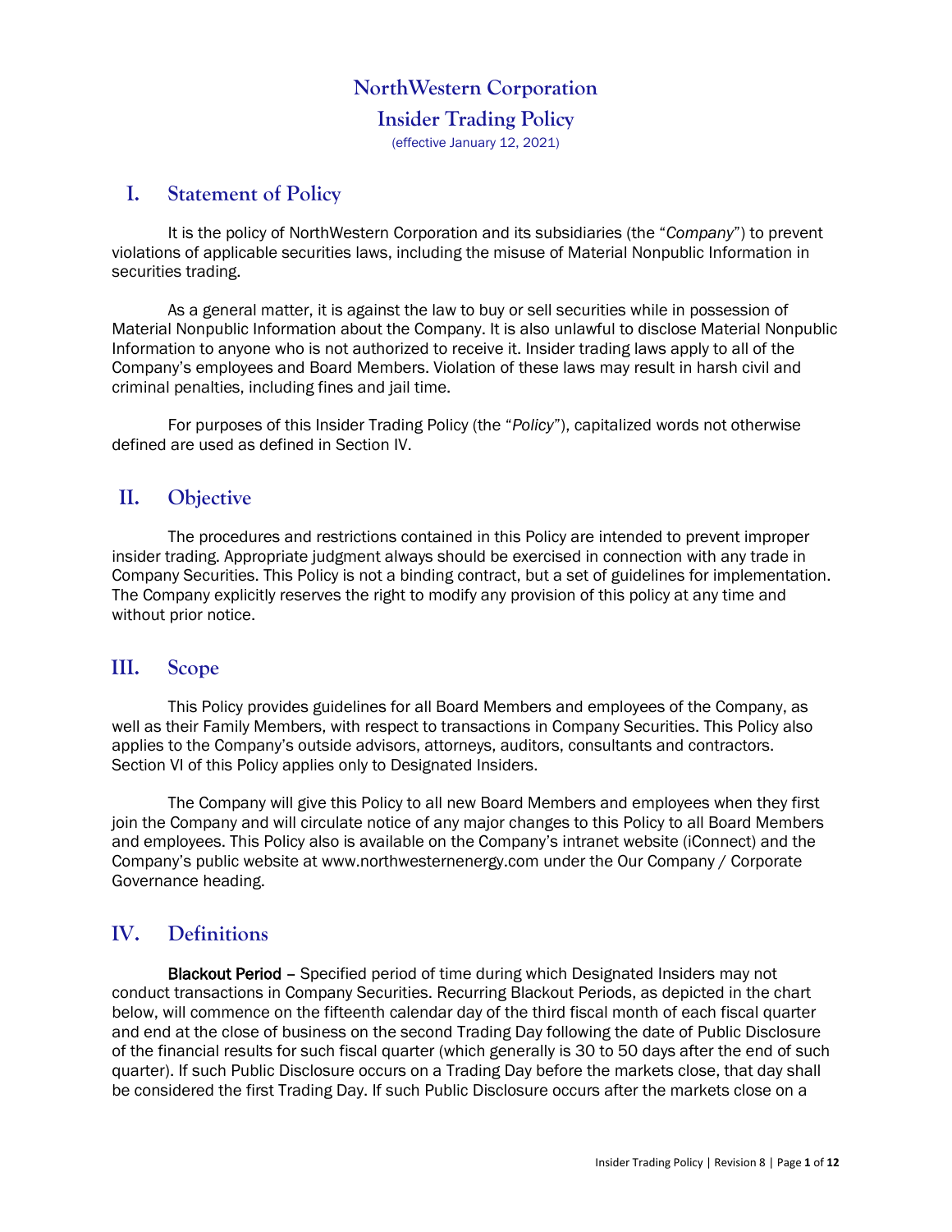# NorthWestern Corporation

# Insider Trading Policy

(effective January 12, 2021)

## I. Statement of Policy

It is the policy of NorthWestern Corporation and its subsidiaries (the "*Company*") to prevent violations of applicable securities laws, including the misuse of Material Nonpublic Information in securities trading.

As a general matter, it is against the law to buy or sell securities while in possession of Material Nonpublic Information about the Company. It is also unlawful to disclose Material Nonpublic Information to anyone who is not authorized to receive it. Insider trading laws apply to all of the Company's employees and Board Members. Violation of these laws may result in harsh civil and criminal penalties, including fines and jail time.

For purposes of this Insider Trading Policy (the "*Policy*"), capitalized words not otherwise defined are used as defined in Section IV.

## II. Objective

The procedures and restrictions contained in this Policy are intended to prevent improper insider trading. Appropriate judgment always should be exercised in connection with any trade in Company Securities. This Policy is not a binding contract, but a set of guidelines for implementation. The Company explicitly reserves the right to modify any provision of this policy at any time and without prior notice.

## III. Scope

This Policy provides guidelines for all Board Members and employees of the Company, as well as their Family Members, with respect to transactions in Company Securities. This Policy also applies to the Company's outside advisors, attorneys, auditors, consultants and contractors. Section VI of this Policy applies only to Designated Insiders.

The Company will give this Policy to all new Board Members and employees when they first join the Company and will circulate notice of any major changes to this Policy to all Board Members and employees. This Policy also is available on the Company's intranet website (iConnect) and the Company's public website at www.northwesternenergy.com under the Our Company / Corporate Governance heading.

## IV. Definitions

**Blackout Period** – Specified period of time during which Designated Insiders may not conduct transactions in Company Securities. Recurring Blackout Periods, as depicted in the chart below, will commence on the fifteenth calendar day of the third fiscal month of each fiscal quarter and end at the close of business on the second Trading Day following the date of Public Disclosure of the financial results for such fiscal quarter (which generally is 30 to 50 days after the end of such quarter). If such Public Disclosure occurs on a Trading Day before the markets close, that day shall be considered the first Trading Day. If such Public Disclosure occurs after the markets close on a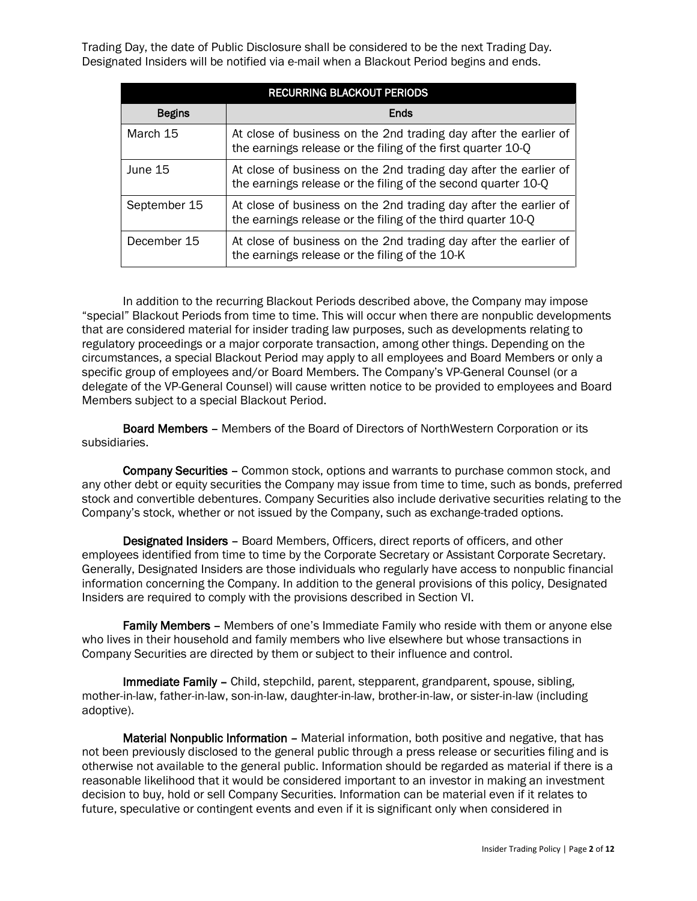Trading Day, the date of Public Disclosure shall be considered to be the next Trading Day. Designated Insiders will be notified via e-mail when a Blackout Period begins and ends.

| RECURRING BLACKOUT PERIODS | |
|---|---|
| **Begins** | **Ends** |
| March 15 | At close of business on the 2nd trading day after the earlier of the earnings release or the filing of the first quarter 10-Q |
| June 15 | At close of business on the 2nd trading day after the earlier of the earnings release or the filing of the second quarter 10-Q |
| September 15 | At close of business on the 2nd trading day after the earlier of the earnings release or the filing of the third quarter 10-Q |
| December 15 | At close of business on the 2nd trading day after the earlier of the earnings release or the filing of the 10-K |

In addition to the recurring Blackout Periods described above, the Company may impose "special" Blackout Periods from time to time. This will occur when there are nonpublic developments that are considered material for insider trading law purposes, such as developments relating to regulatory proceedings or a major corporate transaction, among other things. Depending on the circumstances, a special Blackout Period may apply to all employees and Board Members or only a specific group of employees and/or Board Members. The Company's VP-General Counsel (or a delegate of the VP-General Counsel) will cause written notice to be provided to employees and Board Members subject to a special Blackout Period.

**Board Members** – Members of the Board of Directors of NorthWestern Corporation or its subsidiaries.

**Company Securities** – Common stock, options and warrants to purchase common stock, and any other debt or equity securities the Company may issue from time to time, such as bonds, preferred stock and convertible debentures. Company Securities also include derivative securities relating to the Company's stock, whether or not issued by the Company, such as exchange-traded options.

**Designated Insiders** – Board Members, Officers, direct reports of officers, and other employees identified from time to time by the Corporate Secretary or Assistant Corporate Secretary. Generally, Designated Insiders are those individuals who regularly have access to nonpublic financial information concerning the Company. In addition to the general provisions of this policy, Designated Insiders are required to comply with the provisions described in Section VI.

**Family Members** – Members of one's Immediate Family who reside with them or anyone else who lives in their household and family members who live elsewhere but whose transactions in Company Securities are directed by them or subject to their influence and control.

**Immediate Family** – Child, stepchild, parent, stepparent, grandparent, spouse, sibling, mother-in-law, father-in-law, son-in-law, daughter-in-law, brother-in-law, or sister-in-law (including adoptive).

**Material Nonpublic Information** – Material information, both positive and negative, that has not been previously disclosed to the general public through a press release or securities filing and is otherwise not available to the general public. Information should be regarded as material if there is a reasonable likelihood that it would be considered important to an investor in making an investment decision to buy, hold or sell Company Securities. Information can be material even if it relates to future, speculative or contingent events and even if it is significant only when considered in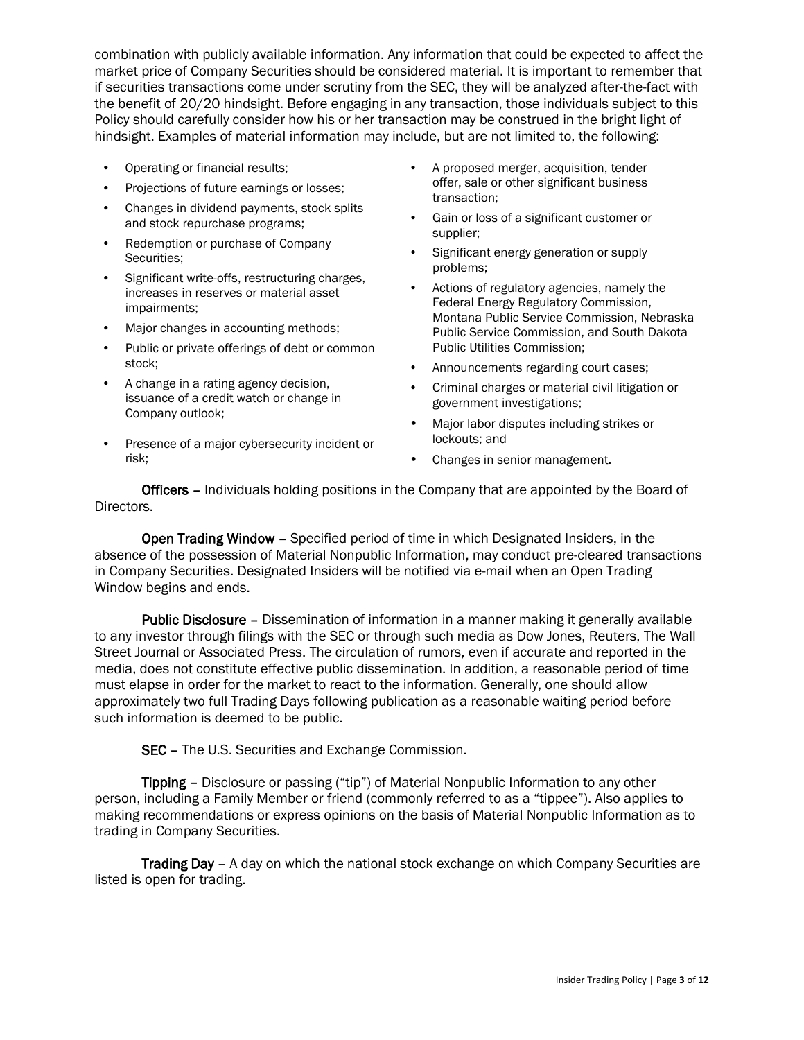combination with publicly available information. Any information that could be expected to affect the market price of Company Securities should be considered material. It is important to remember that if securities transactions come under scrutiny from the SEC, they will be analyzed after-the-fact with the benefit of 20/20 hindsight. Before engaging in any transaction, those individuals subject to this Policy should carefully consider how his or her transaction may be construed in the bright light of hindsight. Examples of material information may include, but are not limited to, the following:

- Operating or financial results;
- Projections of future earnings or losses;
- Changes in dividend payments, stock splits and stock repurchase programs;
- Redemption or purchase of Company Securities;
- Significant write-offs, restructuring charges, increases in reserves or material asset impairments;
- Major changes in accounting methods;
- Public or private offerings of debt or common stock;
- A change in a rating agency decision, issuance of a credit watch or change in Company outlook;
- Presence of a major cybersecurity incident or risk;
- A proposed merger, acquisition, tender offer, sale or other significant business transaction;
- Gain or loss of a significant customer or supplier;
- Significant energy generation or supply problems;
- Actions of regulatory agencies, namely the Federal Energy Regulatory Commission, Montana Public Service Commission, Nebraska Public Service Commission, and South Dakota Public Utilities Commission;
- Announcements regarding court cases;
- Criminal charges or material civil litigation or government investigations;
- Major labor disputes including strikes or lockouts; and
- Changes in senior management.

**Officers** – Individuals holding positions in the Company that are appointed by the Board of Directors.

**Open Trading Window** – Specified period of time in which Designated Insiders, in the absence of the possession of Material Nonpublic Information, may conduct pre-cleared transactions in Company Securities. Designated Insiders will be notified via e-mail when an Open Trading Window begins and ends.

**Public Disclosure** – Dissemination of information in a manner making it generally available to any investor through filings with the SEC or through such media as Dow Jones, Reuters, The Wall Street Journal or Associated Press. The circulation of rumors, even if accurate and reported in the media, does not constitute effective public dissemination. In addition, a reasonable period of time must elapse in order for the market to react to the information. Generally, one should allow approximately two full Trading Days following publication as a reasonable waiting period before such information is deemed to be public.

**SEC** – The U.S. Securities and Exchange Commission.

**Tipping** – Disclosure or passing ("tip") of Material Nonpublic Information to any other person, including a Family Member or friend (commonly referred to as a "tippee"). Also applies to making recommendations or express opinions on the basis of Material Nonpublic Information as to trading in Company Securities.

**Trading Day** – A day on which the national stock exchange on which Company Securities are listed is open for trading.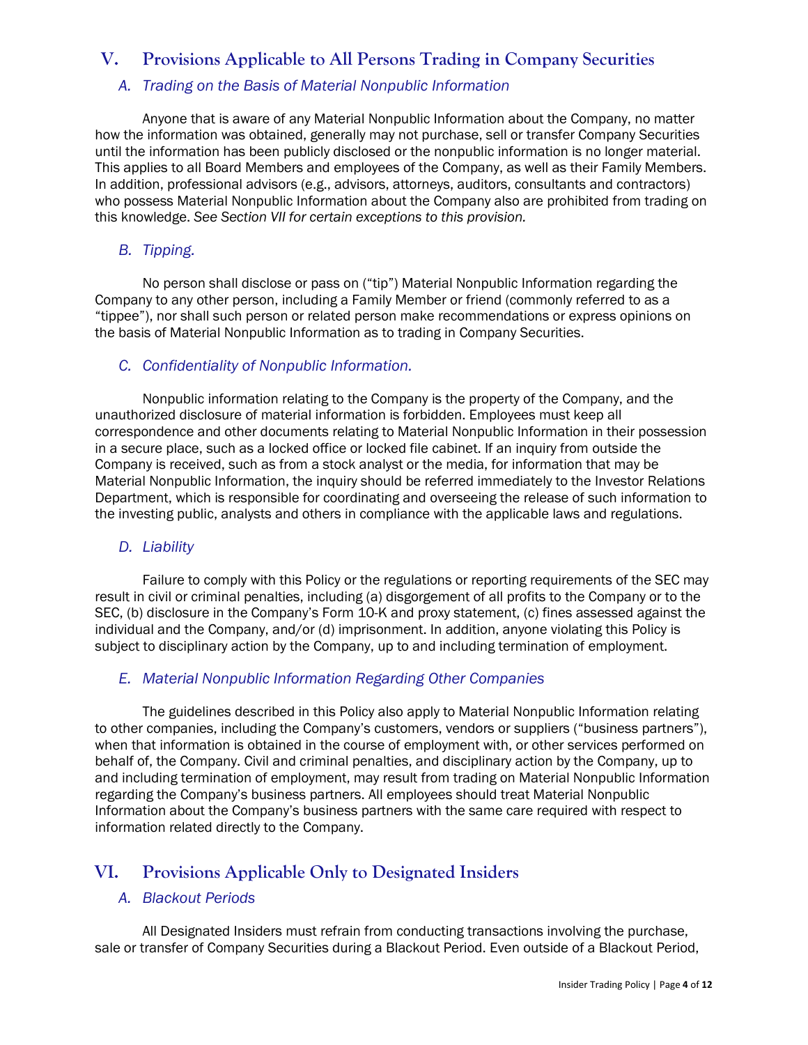## V. Provisions Applicable to All Persons Trading in Company Securities

### *A. Trading on the Basis of Material Nonpublic Information*

Anyone that is aware of any Material Nonpublic Information about the Company, no matter how the information was obtained, generally may not purchase, sell or transfer Company Securities until the information has been publicly disclosed or the nonpublic information is no longer material. This applies to all Board Members and employees of the Company, as well as their Family Members. In addition, professional advisors (e.g., advisors, attorneys, auditors, consultants and contractors) who possess Material Nonpublic Information about the Company also are prohibited from trading on this knowledge. *See Section VII for certain exceptions to this provision.*

### *B. Tipping.*

No person shall disclose or pass on ("tip") Material Nonpublic Information regarding the Company to any other person, including a Family Member or friend (commonly referred to as a "tippee"), nor shall such person or related person make recommendations or express opinions on the basis of Material Nonpublic Information as to trading in Company Securities.

### *C. Confidentiality of Nonpublic Information.*

Nonpublic information relating to the Company is the property of the Company, and the unauthorized disclosure of material information is forbidden. Employees must keep all correspondence and other documents relating to Material Nonpublic Information in their possession in a secure place, such as a locked office or locked file cabinet. If an inquiry from outside the Company is received, such as from a stock analyst or the media, for information that may be Material Nonpublic Information, the inquiry should be referred immediately to the Investor Relations Department, which is responsible for coordinating and overseeing the release of such information to the investing public, analysts and others in compliance with the applicable laws and regulations.

### *D. Liability*

Failure to comply with this Policy or the regulations or reporting requirements of the SEC may result in civil or criminal penalties, including (a) disgorgement of all profits to the Company or to the SEC, (b) disclosure in the Company's Form 10-K and proxy statement, (c) fines assessed against the individual and the Company, and/or (d) imprisonment. In addition, anyone violating this Policy is subject to disciplinary action by the Company, up to and including termination of employment.

### *E. Material Nonpublic Information Regarding Other Companies*

The guidelines described in this Policy also apply to Material Nonpublic Information relating to other companies, including the Company's customers, vendors or suppliers ("business partners"), when that information is obtained in the course of employment with, or other services performed on behalf of, the Company. Civil and criminal penalties, and disciplinary action by the Company, up to and including termination of employment, may result from trading on Material Nonpublic Information regarding the Company's business partners. All employees should treat Material Nonpublic Information about the Company's business partners with the same care required with respect to information related directly to the Company.

## VI. Provisions Applicable Only to Designated Insiders

### *A. Blackout Periods*

All Designated Insiders must refrain from conducting transactions involving the purchase, sale or transfer of Company Securities during a Blackout Period. Even outside of a Blackout Period,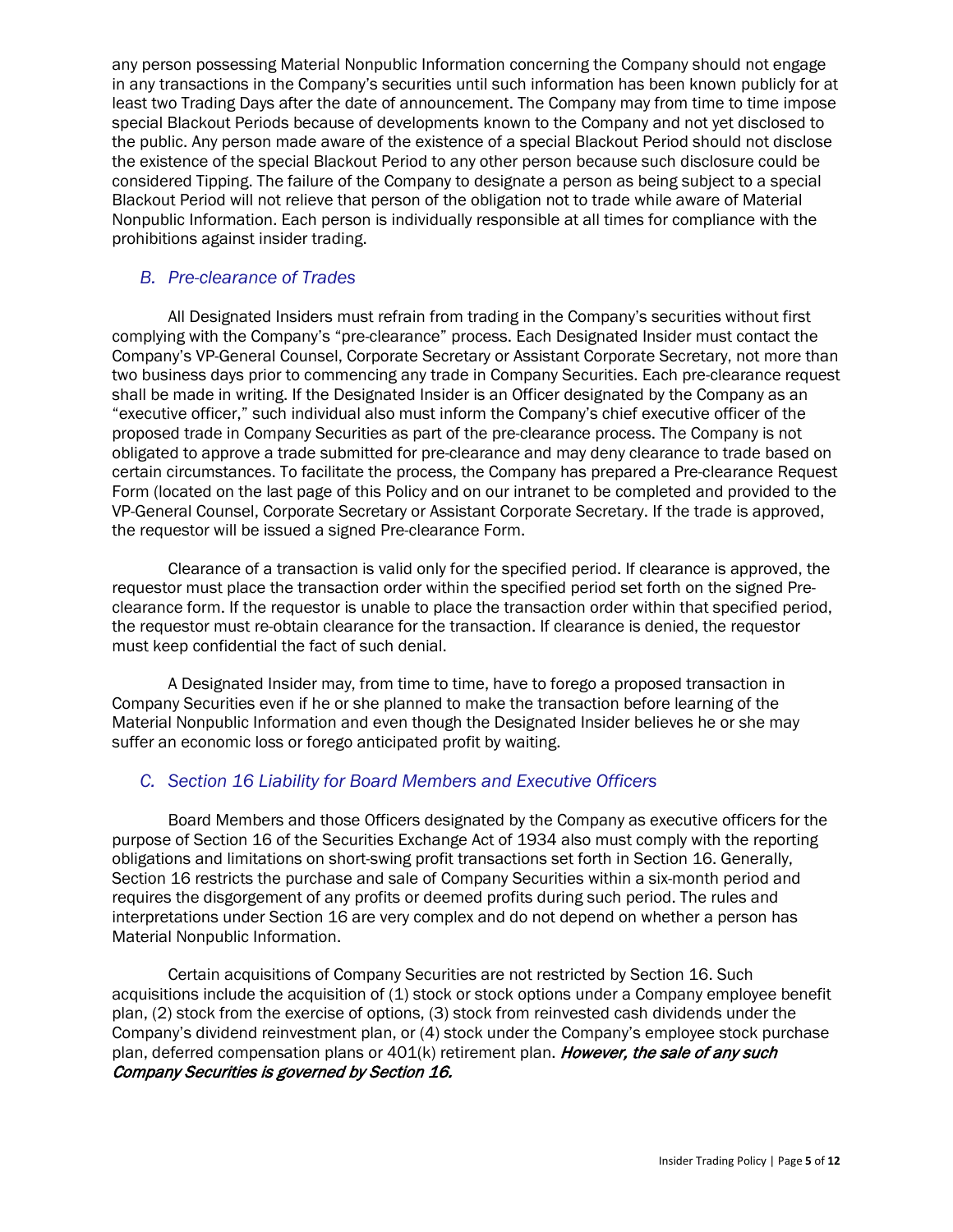any person possessing Material Nonpublic Information concerning the Company should not engage in any transactions in the Company's securities until such information has been known publicly for at least two Trading Days after the date of announcement. The Company may from time to time impose special Blackout Periods because of developments known to the Company and not yet disclosed to the public. Any person made aware of the existence of a special Blackout Period should not disclose the existence of the special Blackout Period to any other person because such disclosure could be considered Tipping. The failure of the Company to designate a person as being subject to a special Blackout Period will not relieve that person of the obligation not to trade while aware of Material Nonpublic Information. Each person is individually responsible at all times for compliance with the prohibitions against insider trading.

### *B. Pre-clearance of Trades*

All Designated Insiders must refrain from trading in the Company's securities without first complying with the Company's "pre-clearance" process. Each Designated Insider must contact the Company's VP-General Counsel, Corporate Secretary or Assistant Corporate Secretary, not more than two business days prior to commencing any trade in Company Securities. Each pre-clearance request shall be made in writing. If the Designated Insider is an Officer designated by the Company as an "executive officer," such individual also must inform the Company's chief executive officer of the proposed trade in Company Securities as part of the pre-clearance process. The Company is not obligated to approve a trade submitted for pre-clearance and may deny clearance to trade based on certain circumstances. To facilitate the process, the Company has prepared a Pre-clearance Request Form (located on the last page of this Policy and on our intranet to be completed and provided to the VP-General Counsel, Corporate Secretary or Assistant Corporate Secretary. If the trade is approved, the requestor will be issued a signed Pre-clearance Form.

Clearance of a transaction is valid only for the specified period. If clearance is approved, the requestor must place the transaction order within the specified period set forth on the signed Pre-clearance form. If the requestor is unable to place the transaction order within that specified period, the requestor must re-obtain clearance for the transaction. If clearance is denied, the requestor must keep confidential the fact of such denial.

A Designated Insider may, from time to time, have to forego a proposed transaction in Company Securities even if he or she planned to make the transaction before learning of the Material Nonpublic Information and even though the Designated Insider believes he or she may suffer an economic loss or forego anticipated profit by waiting.

### *C. Section 16 Liability for Board Members and Executive Officers*

Board Members and those Officers designated by the Company as executive officers for the purpose of Section 16 of the Securities Exchange Act of 1934 also must comply with the reporting obligations and limitations on short-swing profit transactions set forth in Section 16. Generally, Section 16 restricts the purchase and sale of Company Securities within a six-month period and requires the disgorgement of any profits or deemed profits during such period. The rules and interpretations under Section 16 are very complex and do not depend on whether a person has Material Nonpublic Information.

Certain acquisitions of Company Securities are not restricted by Section 16. Such acquisitions include the acquisition of (1) stock or stock options under a Company employee benefit plan, (2) stock from the exercise of options, (3) stock from reinvested cash dividends under the Company's dividend reinvestment plan, or (4) stock under the Company's employee stock purchase plan, deferred compensation plans or 401(k) retirement plan. ***However, the sale of any such Company Securities is governed by Section 16.***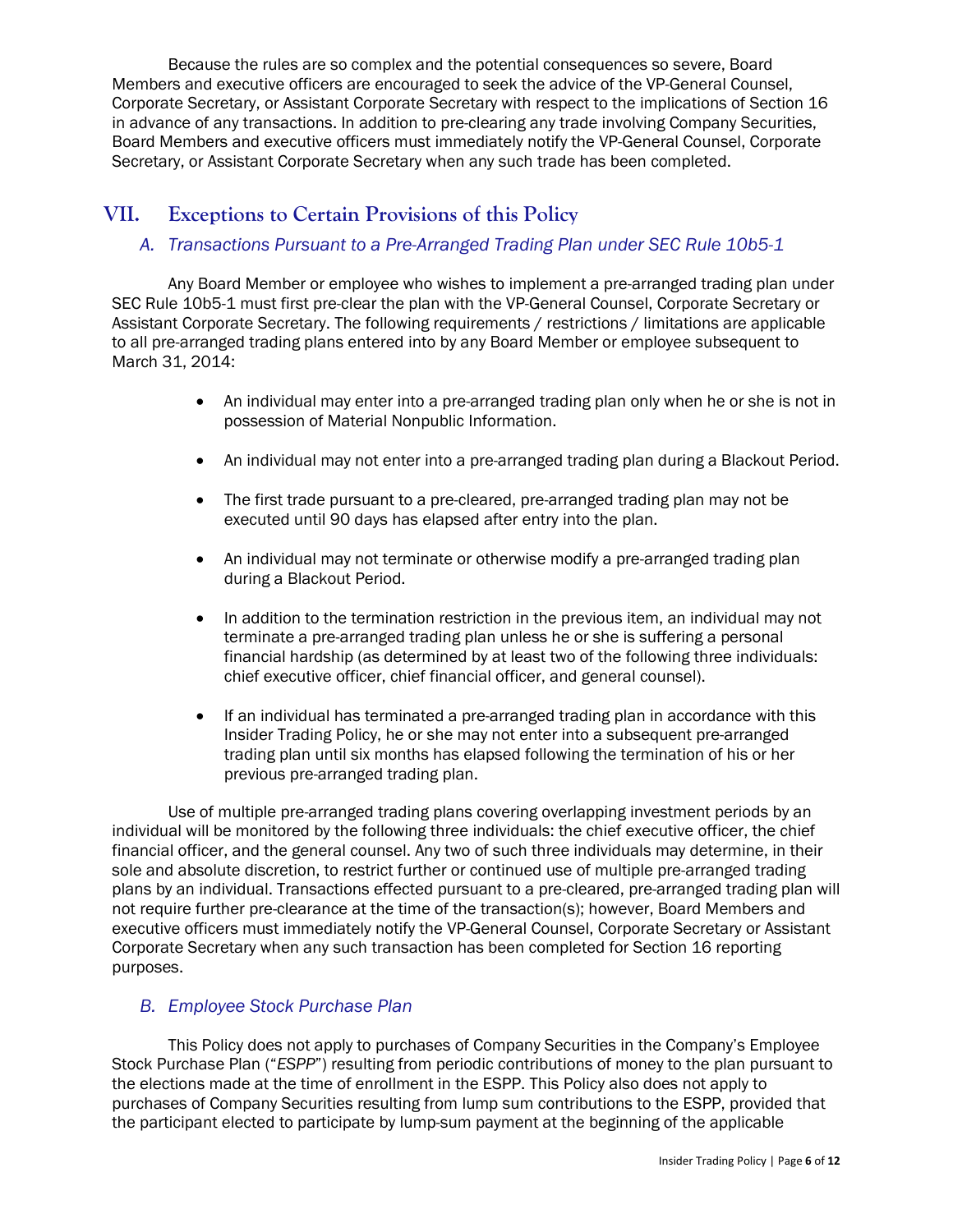Because the rules are so complex and the potential consequences so severe, Board Members and executive officers are encouraged to seek the advice of the VP-General Counsel, Corporate Secretary, or Assistant Corporate Secretary with respect to the implications of Section 16 in advance of any transactions. In addition to pre-clearing any trade involving Company Securities, Board Members and executive officers must immediately notify the VP-General Counsel, Corporate Secretary, or Assistant Corporate Secretary when any such trade has been completed.

## VII. Exceptions to Certain Provisions of this Policy

### *A. Transactions Pursuant to a Pre-Arranged Trading Plan under SEC Rule 10b5-1*

Any Board Member or employee who wishes to implement a pre-arranged trading plan under SEC Rule 10b5-1 must first pre-clear the plan with the VP-General Counsel, Corporate Secretary or Assistant Corporate Secretary. The following requirements / restrictions / limitations are applicable to all pre-arranged trading plans entered into by any Board Member or employee subsequent to March 31, 2014:

- An individual may enter into a pre-arranged trading plan only when he or she is not in possession of Material Nonpublic Information.
- An individual may not enter into a pre-arranged trading plan during a Blackout Period.
- The first trade pursuant to a pre-cleared, pre-arranged trading plan may not be executed until 90 days has elapsed after entry into the plan.
- An individual may not terminate or otherwise modify a pre-arranged trading plan during a Blackout Period.
- In addition to the termination restriction in the previous item, an individual may not terminate a pre-arranged trading plan unless he or she is suffering a personal financial hardship (as determined by at least two of the following three individuals: chief executive officer, chief financial officer, and general counsel).
- If an individual has terminated a pre-arranged trading plan in accordance with this Insider Trading Policy, he or she may not enter into a subsequent pre-arranged trading plan until six months has elapsed following the termination of his or her previous pre-arranged trading plan.

Use of multiple pre-arranged trading plans covering overlapping investment periods by an individual will be monitored by the following three individuals: the chief executive officer, the chief financial officer, and the general counsel. Any two of such three individuals may determine, in their sole and absolute discretion, to restrict further or continued use of multiple pre-arranged trading plans by an individual. Transactions effected pursuant to a pre-cleared, pre-arranged trading plan will not require further pre-clearance at the time of the transaction(s); however, Board Members and executive officers must immediately notify the VP-General Counsel, Corporate Secretary or Assistant Corporate Secretary when any such transaction has been completed for Section 16 reporting purposes.

### *B. Employee Stock Purchase Plan*

This Policy does not apply to purchases of Company Securities in the Company's Employee Stock Purchase Plan ("*ESPP*") resulting from periodic contributions of money to the plan pursuant to the elections made at the time of enrollment in the ESPP. This Policy also does not apply to purchases of Company Securities resulting from lump sum contributions to the ESPP, provided that the participant elected to participate by lump-sum payment at the beginning of the applicable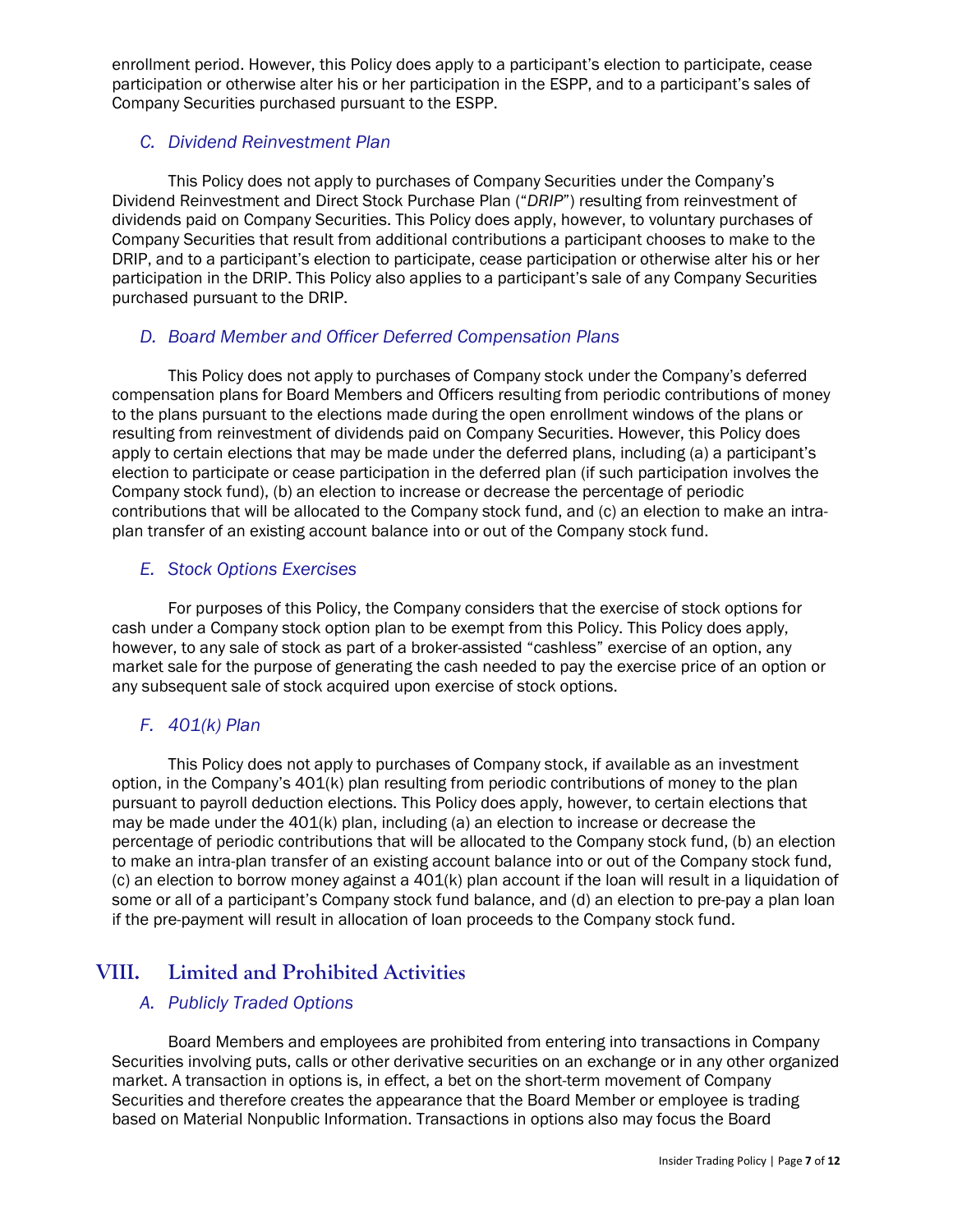enrollment period. However, this Policy does apply to a participant's election to participate, cease participation or otherwise alter his or her participation in the ESPP, and to a participant's sales of Company Securities purchased pursuant to the ESPP.

### *C. Dividend Reinvestment Plan*

This Policy does not apply to purchases of Company Securities under the Company's Dividend Reinvestment and Direct Stock Purchase Plan ("*DRIP*") resulting from reinvestment of dividends paid on Company Securities. This Policy does apply, however, to voluntary purchases of Company Securities that result from additional contributions a participant chooses to make to the DRIP, and to a participant's election to participate, cease participation or otherwise alter his or her participation in the DRIP. This Policy also applies to a participant's sale of any Company Securities purchased pursuant to the DRIP.

### *D. Board Member and Officer Deferred Compensation Plans*

This Policy does not apply to purchases of Company stock under the Company's deferred compensation plans for Board Members and Officers resulting from periodic contributions of money to the plans pursuant to the elections made during the open enrollment windows of the plans or resulting from reinvestment of dividends paid on Company Securities. However, this Policy does apply to certain elections that may be made under the deferred plans, including (a) a participant's election to participate or cease participation in the deferred plan (if such participation involves the Company stock fund), (b) an election to increase or decrease the percentage of periodic contributions that will be allocated to the Company stock fund, and (c) an election to make an intra-plan transfer of an existing account balance into or out of the Company stock fund.

### *E. Stock Options Exercises*

For purposes of this Policy, the Company considers that the exercise of stock options for cash under a Company stock option plan to be exempt from this Policy. This Policy does apply, however, to any sale of stock as part of a broker-assisted "cashless" exercise of an option, any market sale for the purpose of generating the cash needed to pay the exercise price of an option or any subsequent sale of stock acquired upon exercise of stock options.

### *F. 401(k) Plan*

This Policy does not apply to purchases of Company stock, if available as an investment option, in the Company's 401(k) plan resulting from periodic contributions of money to the plan pursuant to payroll deduction elections. This Policy does apply, however, to certain elections that may be made under the 401(k) plan, including (a) an election to increase or decrease the percentage of periodic contributions that will be allocated to the Company stock fund, (b) an election to make an intra-plan transfer of an existing account balance into or out of the Company stock fund, (c) an election to borrow money against a 401(k) plan account if the loan will result in a liquidation of some or all of a participant's Company stock fund balance, and (d) an election to pre-pay a plan loan if the pre-payment will result in allocation of loan proceeds to the Company stock fund.

## VIII. Limited and Prohibited Activities

### *A. Publicly Traded Options*

Board Members and employees are prohibited from entering into transactions in Company Securities involving puts, calls or other derivative securities on an exchange or in any other organized market. A transaction in options is, in effect, a bet on the short-term movement of Company Securities and therefore creates the appearance that the Board Member or employee is trading based on Material Nonpublic Information. Transactions in options also may focus the Board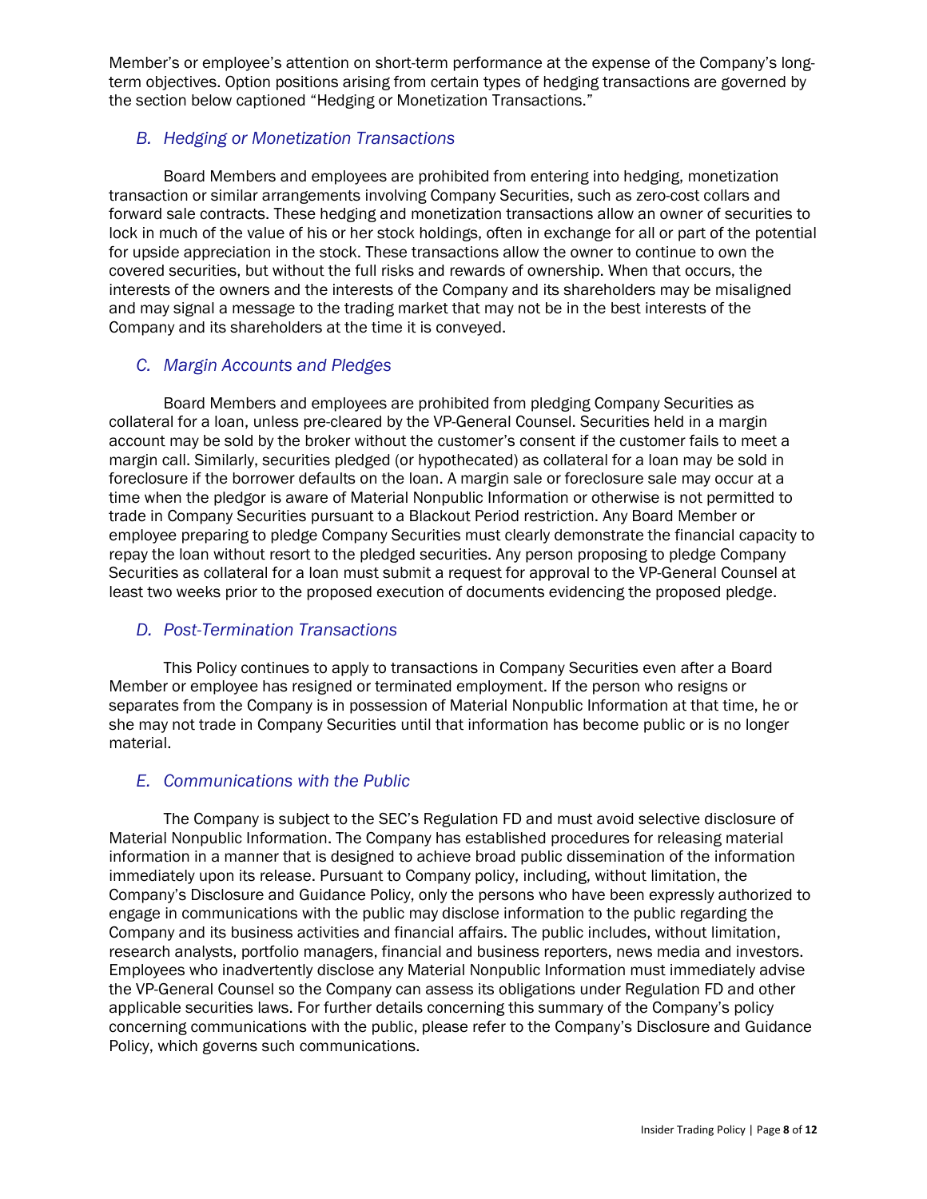Member's or employee's attention on short-term performance at the expense of the Company's long-term objectives. Option positions arising from certain types of hedging transactions are governed by the section below captioned "Hedging or Monetization Transactions."

### *B. Hedging or Monetization Transactions*

Board Members and employees are prohibited from entering into hedging, monetization transaction or similar arrangements involving Company Securities, such as zero-cost collars and forward sale contracts. These hedging and monetization transactions allow an owner of securities to lock in much of the value of his or her stock holdings, often in exchange for all or part of the potential for upside appreciation in the stock. These transactions allow the owner to continue to own the covered securities, but without the full risks and rewards of ownership. When that occurs, the interests of the owners and the interests of the Company and its shareholders may be misaligned and may signal a message to the trading market that may not be in the best interests of the Company and its shareholders at the time it is conveyed.

### *C. Margin Accounts and Pledges*

Board Members and employees are prohibited from pledging Company Securities as collateral for a loan, unless pre-cleared by the VP-General Counsel. Securities held in a margin account may be sold by the broker without the customer's consent if the customer fails to meet a margin call. Similarly, securities pledged (or hypothecated) as collateral for a loan may be sold in foreclosure if the borrower defaults on the loan. A margin sale or foreclosure sale may occur at a time when the pledgor is aware of Material Nonpublic Information or otherwise is not permitted to trade in Company Securities pursuant to a Blackout Period restriction. Any Board Member or employee preparing to pledge Company Securities must clearly demonstrate the financial capacity to repay the loan without resort to the pledged securities. Any person proposing to pledge Company Securities as collateral for a loan must submit a request for approval to the VP-General Counsel at least two weeks prior to the proposed execution of documents evidencing the proposed pledge.

### *D. Post-Termination Transactions*

This Policy continues to apply to transactions in Company Securities even after a Board Member or employee has resigned or terminated employment. If the person who resigns or separates from the Company is in possession of Material Nonpublic Information at that time, he or she may not trade in Company Securities until that information has become public or is no longer material.

### *E. Communications with the Public*

The Company is subject to the SEC's Regulation FD and must avoid selective disclosure of Material Nonpublic Information. The Company has established procedures for releasing material information in a manner that is designed to achieve broad public dissemination of the information immediately upon its release. Pursuant to Company policy, including, without limitation, the Company's Disclosure and Guidance Policy, only the persons who have been expressly authorized to engage in communications with the public may disclose information to the public regarding the Company and its business activities and financial affairs. The public includes, without limitation, research analysts, portfolio managers, financial and business reporters, news media and investors. Employees who inadvertently disclose any Material Nonpublic Information must immediately advise the VP-General Counsel so the Company can assess its obligations under Regulation FD and other applicable securities laws. For further details concerning this summary of the Company's policy concerning communications with the public, please refer to the Company's Disclosure and Guidance Policy, which governs such communications.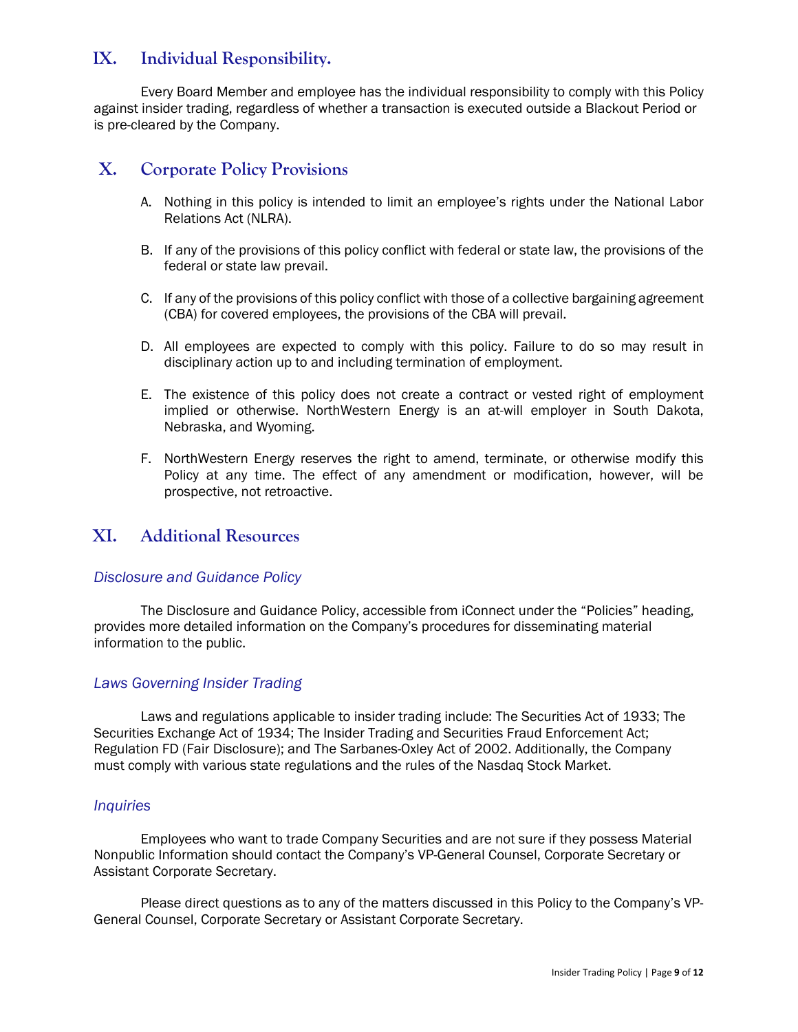## IX. Individual Responsibility.

Every Board Member and employee has the individual responsibility to comply with this Policy against insider trading, regardless of whether a transaction is executed outside a Blackout Period or is pre-cleared by the Company.

## X. Corporate Policy Provisions

A. Nothing in this policy is intended to limit an employee's rights under the National Labor Relations Act (NLRA).

B. If any of the provisions of this policy conflict with federal or state law, the provisions of the federal or state law prevail.

C. If any of the provisions of this policy conflict with those of a collective bargaining agreement (CBA) for covered employees, the provisions of the CBA will prevail.

D. All employees are expected to comply with this policy. Failure to do so may result in disciplinary action up to and including termination of employment.

E. The existence of this policy does not create a contract or vested right of employment implied or otherwise. NorthWestern Energy is an at-will employer in South Dakota, Nebraska, and Wyoming.

F. NorthWestern Energy reserves the right to amend, terminate, or otherwise modify this Policy at any time. The effect of any amendment or modification, however, will be prospective, not retroactive.

## XI. Additional Resources

### *Disclosure and Guidance Policy*

The Disclosure and Guidance Policy, accessible from iConnect under the "Policies" heading, provides more detailed information on the Company's procedures for disseminating material information to the public.

### *Laws Governing Insider Trading*

Laws and regulations applicable to insider trading include: The Securities Act of 1933; The Securities Exchange Act of 1934; The Insider Trading and Securities Fraud Enforcement Act; Regulation FD (Fair Disclosure); and The Sarbanes-Oxley Act of 2002. Additionally, the Company must comply with various state regulations and the rules of the Nasdaq Stock Market.

### *Inquiries*

Employees who want to trade Company Securities and are not sure if they possess Material Nonpublic Information should contact the Company's VP-General Counsel, Corporate Secretary or Assistant Corporate Secretary.

Please direct questions as to any of the matters discussed in this Policy to the Company's VP-General Counsel, Corporate Secretary or Assistant Corporate Secretary.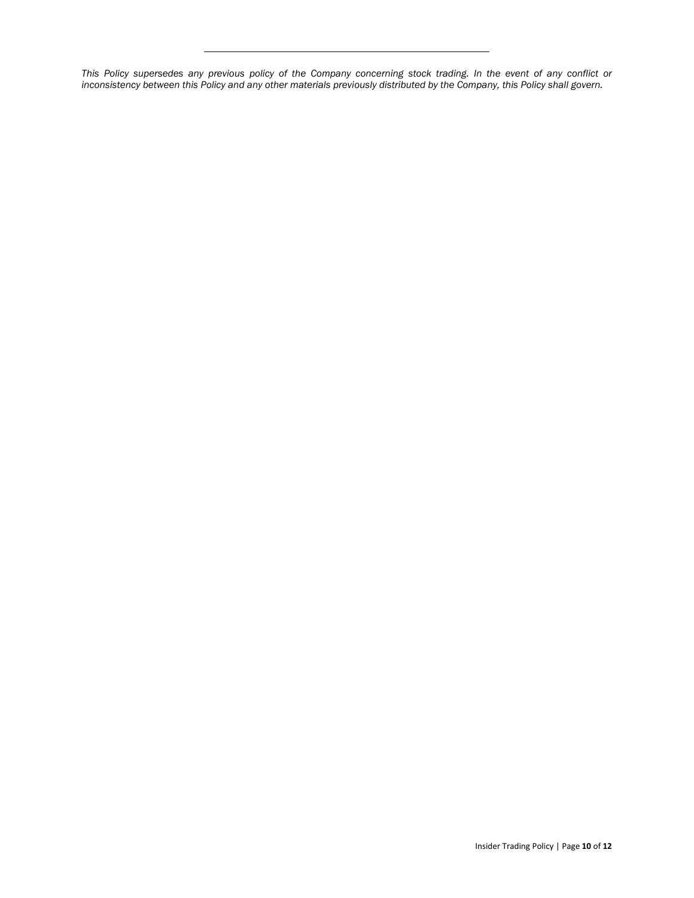---

*This Policy supersedes any previous policy of the Company concerning stock trading. In the event of any conflict or inconsistency between this Policy and any other materials previously distributed by the Company, this Policy shall govern.*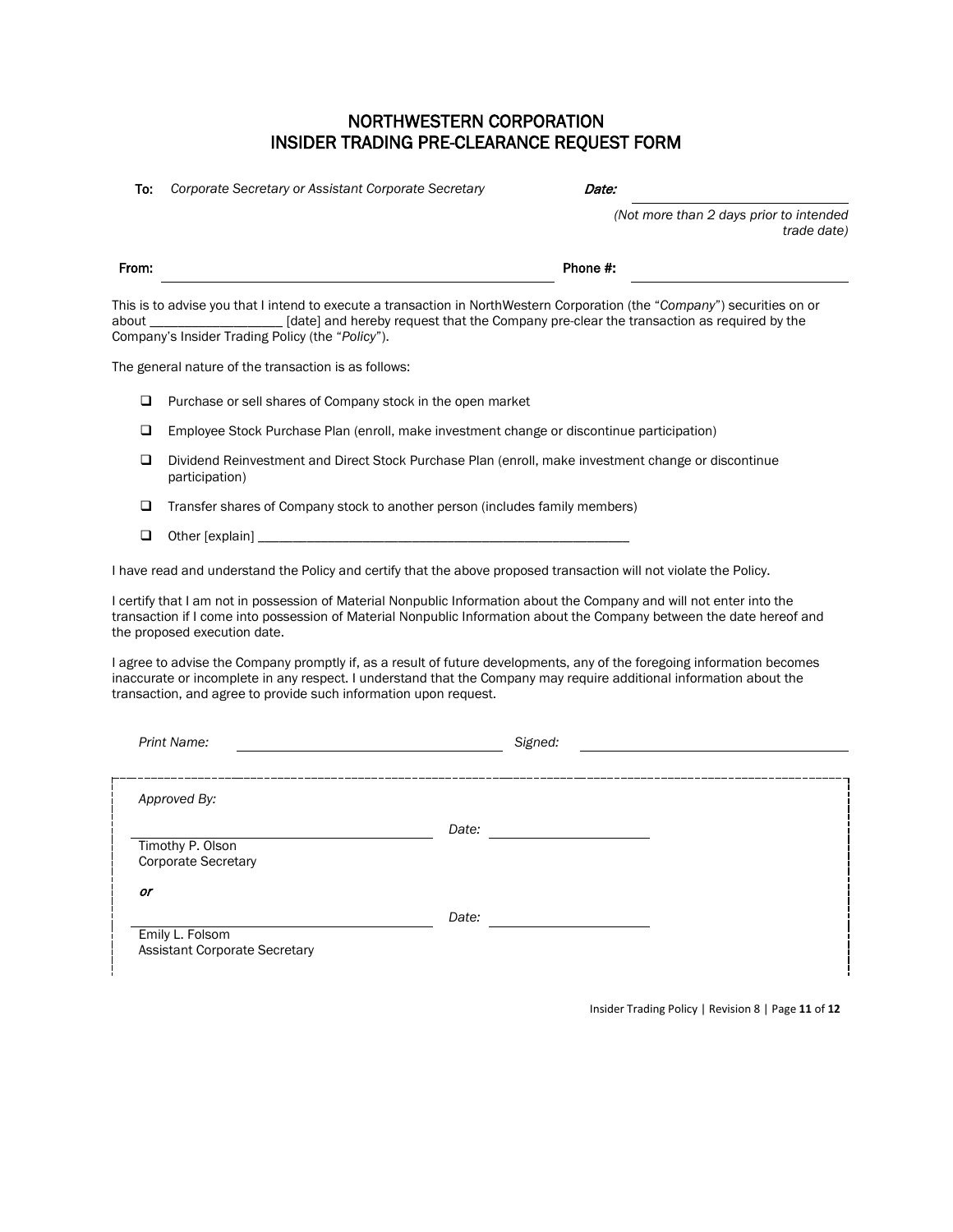# NORTHWESTERN CORPORATION
# INSIDER TRADING PRE-CLEARANCE REQUEST FORM

**To:** *Corporate Secretary or Assistant Corporate Secretary* **Date:** ____________________

*(Not more than 2 days prior to intended trade date)*

**From:** ______________________________ **Phone #:** ____________________

This is to advise you that I intend to execute a transaction in NorthWestern Corporation (the "*Company*") securities on or about ___________________ [date] and hereby request that the Company pre-clear the transaction as required by the Company's Insider Trading Policy (the "*Policy*").

The general nature of the transaction is as follows:

- ☐ Purchase or sell shares of Company stock in the open market
- ☐ Employee Stock Purchase Plan (enroll, make investment change or discontinue participation)
- ☐ Dividend Reinvestment and Direct Stock Purchase Plan (enroll, make investment change or discontinue participation)
- ☐ Transfer shares of Company stock to another person (includes family members)
- ☐ Other [explain] _______________________________________________________

I have read and understand the Policy and certify that the above proposed transaction will not violate the Policy.

I certify that I am not in possession of Material Nonpublic Information about the Company and will not enter into the transaction if I come into possession of Material Nonpublic Information about the Company between the date hereof and the proposed execution date.

I agree to advise the Company promptly if, as a result of future developments, any of the foregoing information becomes inaccurate or incomplete in any respect. I understand that the Company may require additional information about the transaction, and agree to provide such information upon request.

*Print Name:* ______________________________ *Signed:* ______________________________

---

*Approved By:*

______________________________ *Date:* ____________________
Timothy P. Olson
Corporate Secretary

***or***

______________________________ *Date:* ____________________
Emily L. Folsom
Assistant Corporate Secretary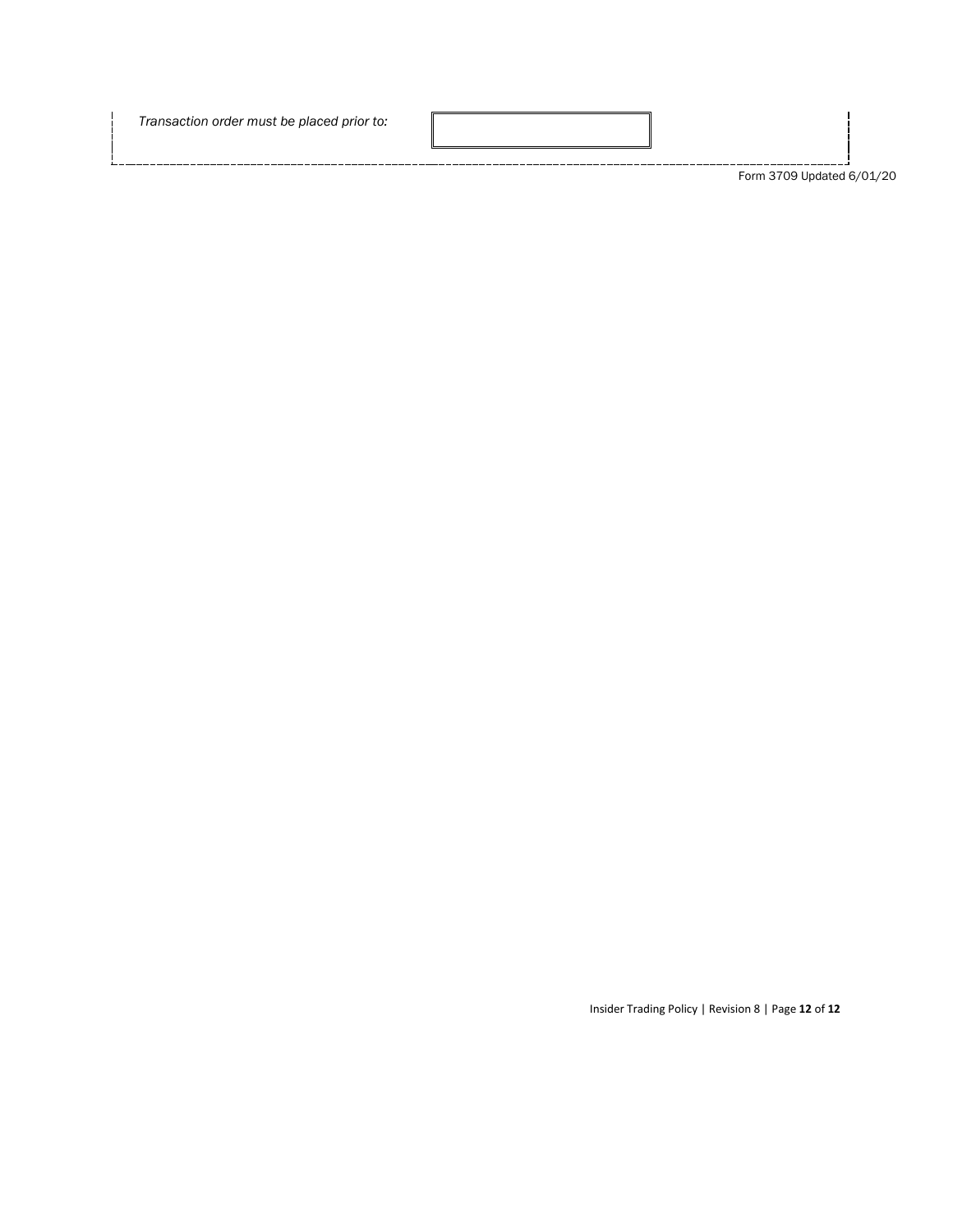*Transaction order must be placed prior to:*

| |
|---|
| |

Form 3709 Updated 6/01/20